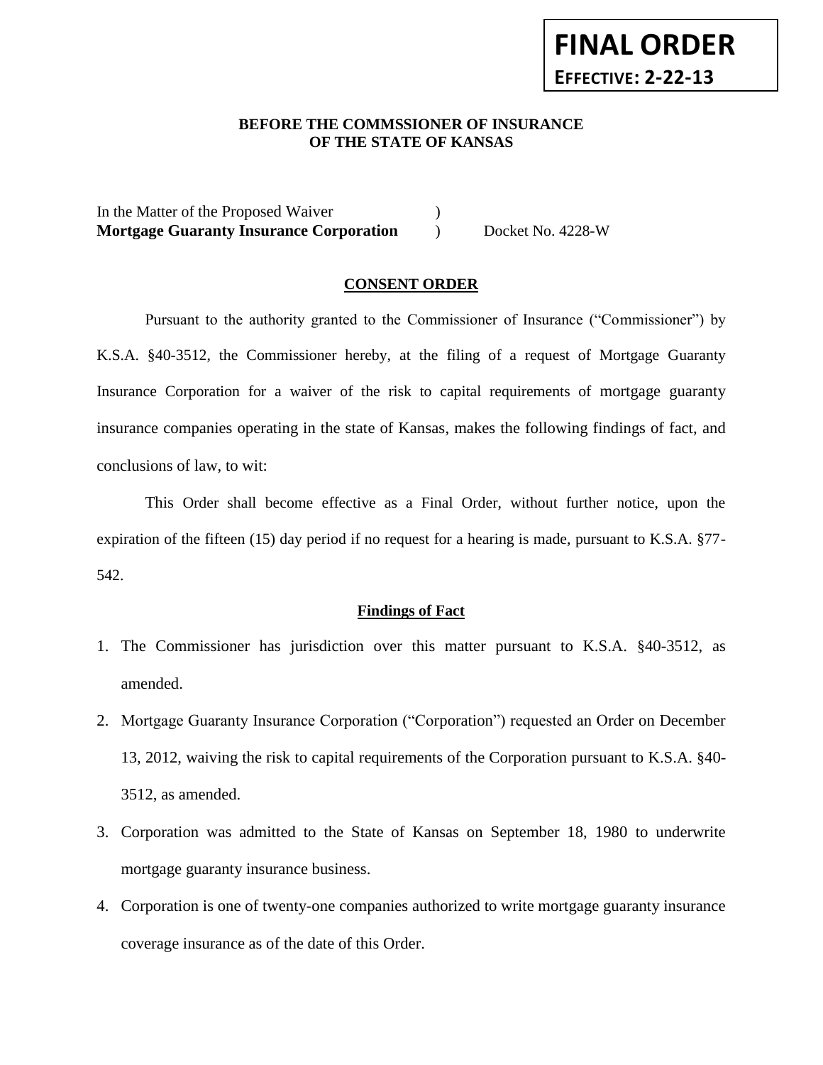**FINAL ORDER**
**EFFECTIVE: 2-22-13**

**BEFORE THE COMMSSIONER OF INSURANCE**
**OF THE STATE OF KANSAS**

In the Matter of the Proposed Waiver )
**Mortgage Guaranty Insurance Corporation** ) Docket No. 4228-W

## CONSENT ORDER

Pursuant to the authority granted to the Commissioner of Insurance ("Commissioner") by K.S.A. §40-3512, the Commissioner hereby, at the filing of a request of Mortgage Guaranty Insurance Corporation for a waiver of the risk to capital requirements of mortgage guaranty insurance companies operating in the state of Kansas, makes the following findings of fact, and conclusions of law, to wit:

This Order shall become effective as a Final Order, without further notice, upon the expiration of the fifteen (15) day period if no request for a hearing is made, pursuant to K.S.A. §77-542.

### Findings of Fact

1. The Commissioner has jurisdiction over this matter pursuant to K.S.A. §40-3512, as amended.
2. Mortgage Guaranty Insurance Corporation ("Corporation") requested an Order on December 13, 2012, waiving the risk to capital requirements of the Corporation pursuant to K.S.A. §40-3512, as amended.
3. Corporation was admitted to the State of Kansas on September 18, 1980 to underwrite mortgage guaranty insurance business.
4. Corporation is one of twenty-one companies authorized to write mortgage guaranty insurance coverage insurance as of the date of this Order.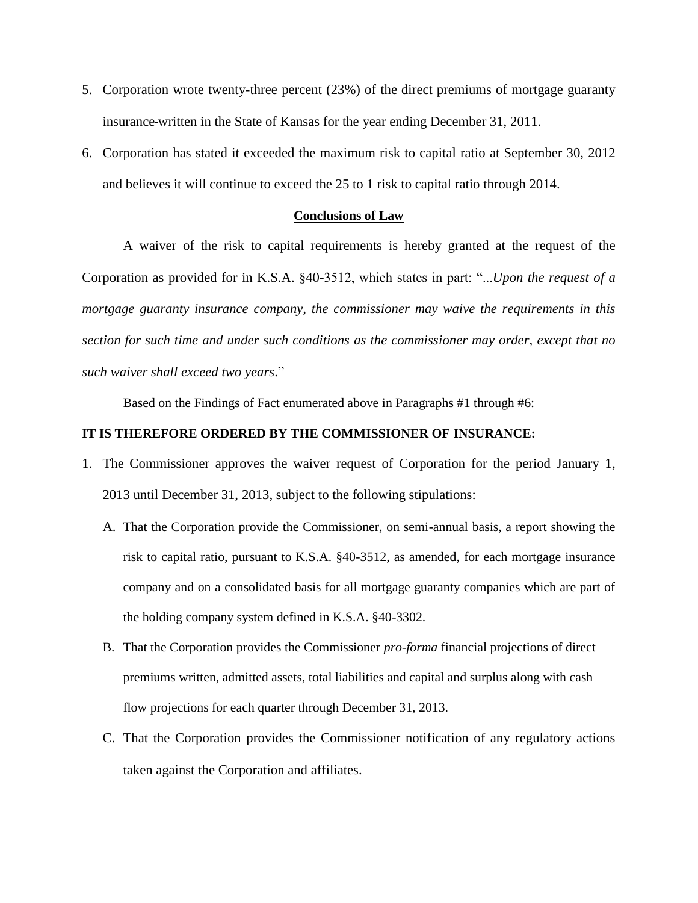5. Corporation wrote twenty-three percent (23%) of the direct premiums of mortgage guaranty insurance written in the State of Kansas for the year ending December 31, 2011.
6. Corporation has stated it exceeded the maximum risk to capital ratio at September 30, 2012 and believes it will continue to exceed the 25 to 1 risk to capital ratio through 2014.

## Conclusions of Law

A waiver of the risk to capital requirements is hereby granted at the request of the Corporation as provided for in K.S.A. §40-3512, which states in part: "*...Upon the request of a mortgage guaranty insurance company, the commissioner may waive the requirements in this section for such time and under such conditions as the commissioner may order, except that no such waiver shall exceed two years*."

Based on the Findings of Fact enumerated above in Paragraphs #1 through #6:

**IT IS THEREFORE ORDERED BY THE COMMISSIONER OF INSURANCE:**

1. The Commissioner approves the waiver request of Corporation for the period January 1, 2013 until December 31, 2013, subject to the following stipulations:
   A. That the Corporation provide the Commissioner, on semi-annual basis, a report showing the risk to capital ratio, pursuant to K.S.A. §40-3512, as amended, for each mortgage insurance company and on a consolidated basis for all mortgage guaranty companies which are part of the holding company system defined in K.S.A. §40-3302.
   B. That the Corporation provides the Commissioner *pro-forma* financial projections of direct premiums written, admitted assets, total liabilities and capital and surplus along with cash flow projections for each quarter through December 31, 2013.
   C. That the Corporation provides the Commissioner notification of any regulatory actions taken against the Corporation and affiliates.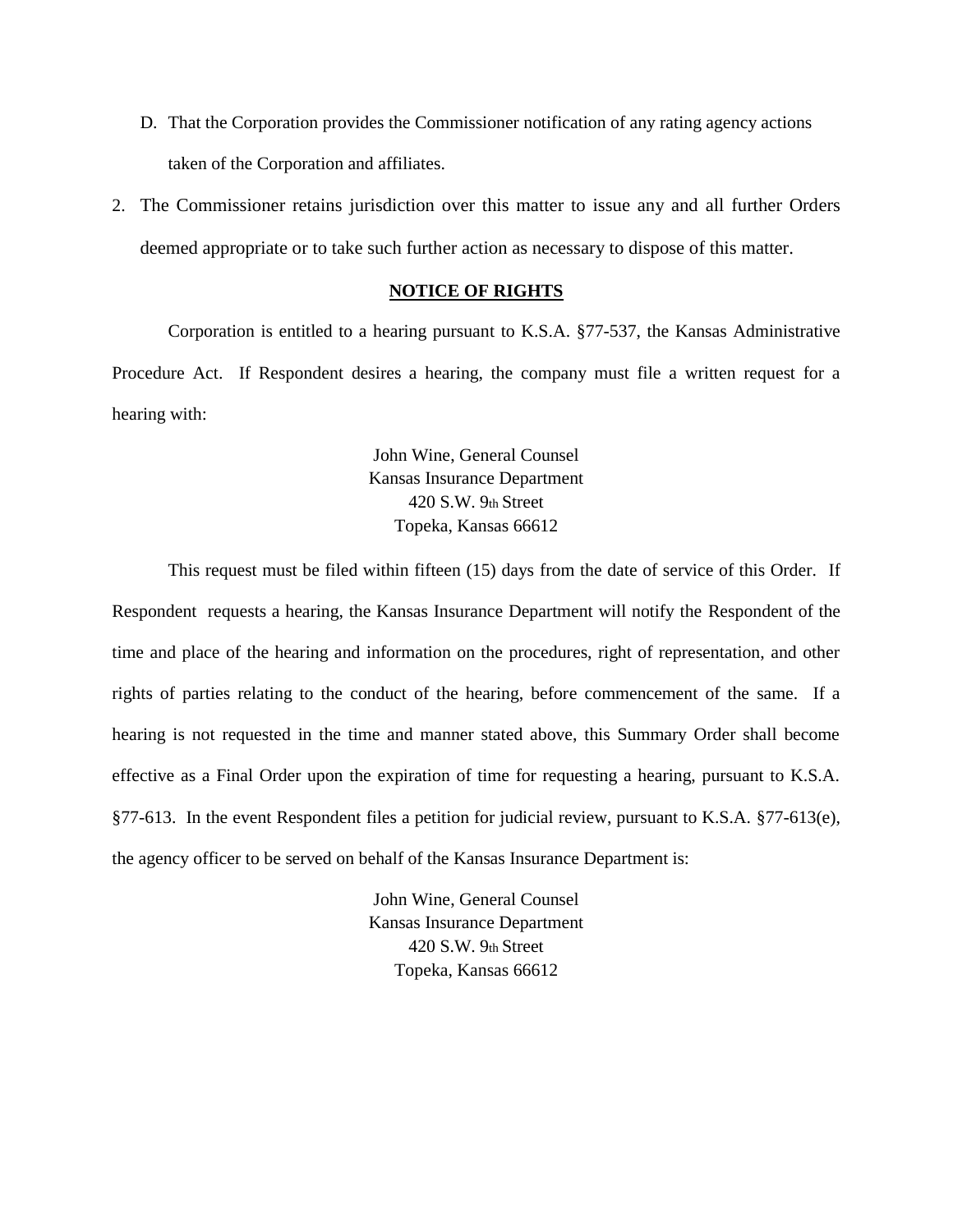D. That the Corporation provides the Commissioner notification of any rating agency actions taken of the Corporation and affiliates.

2. The Commissioner retains jurisdiction over this matter to issue any and all further Orders deemed appropriate or to take such further action as necessary to dispose of this matter.

**NOTICE OF RIGHTS**

Corporation is entitled to a hearing pursuant to K.S.A. §77-537, the Kansas Administrative Procedure Act. If Respondent desires a hearing, the company must file a written request for a hearing with:

John Wine, General Counsel
Kansas Insurance Department
420 S.W. 9th Street
Topeka, Kansas 66612

This request must be filed within fifteen (15) days from the date of service of this Order. If Respondent requests a hearing, the Kansas Insurance Department will notify the Respondent of the time and place of the hearing and information on the procedures, right of representation, and other rights of parties relating to the conduct of the hearing, before commencement of the same. If a hearing is not requested in the time and manner stated above, this Summary Order shall become effective as a Final Order upon the expiration of time for requesting a hearing, pursuant to K.S.A. §77-613. In the event Respondent files a petition for judicial review, pursuant to K.S.A. §77-613(e), the agency officer to be served on behalf of the Kansas Insurance Department is:

John Wine, General Counsel
Kansas Insurance Department
420 S.W. 9th Street
Topeka, Kansas 66612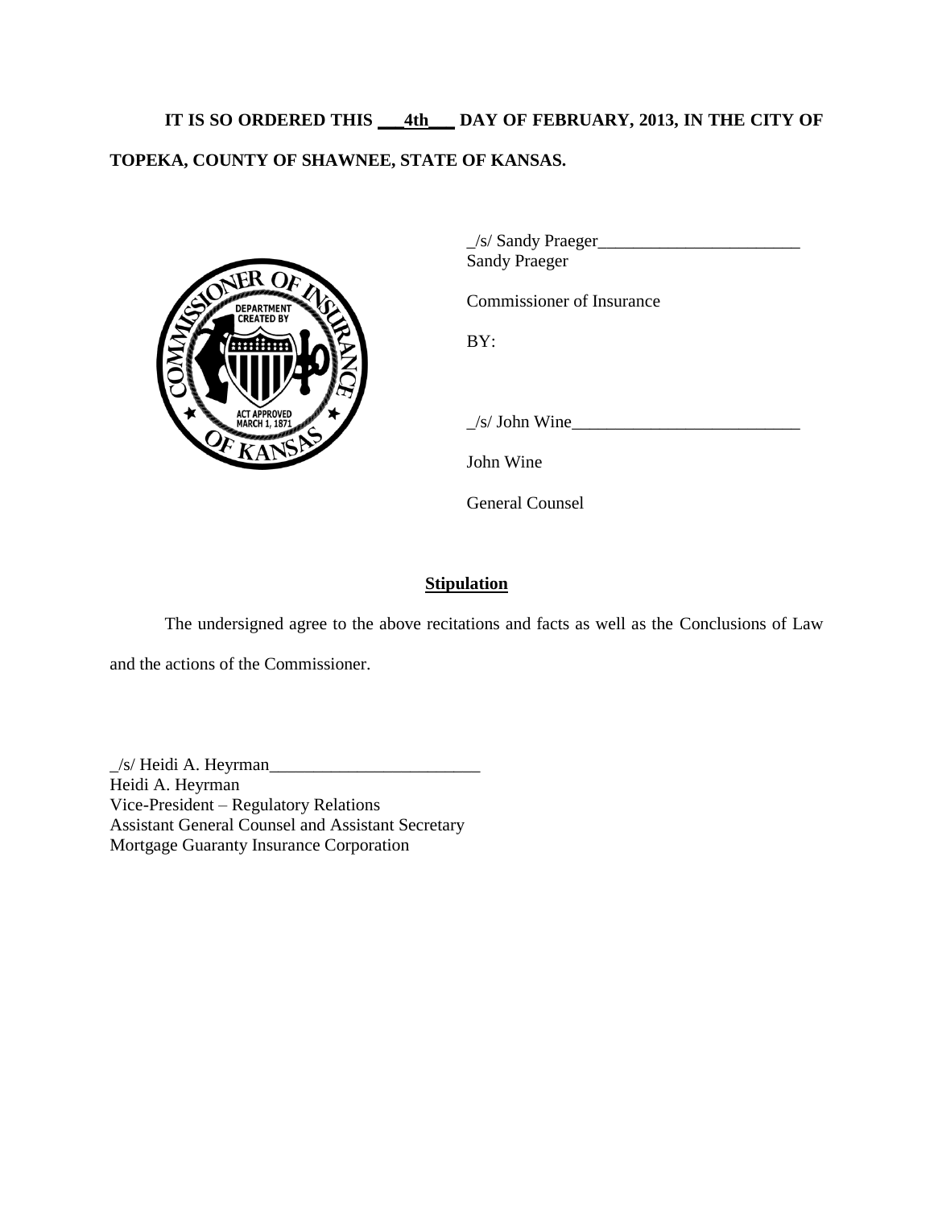**IT IS SO ORDERED THIS \_\_\_4th\_\_\_ DAY OF FEBRUARY, 2013, IN THE CITY OF TOPEKA, COUNTY OF SHAWNEE, STATE OF KANSAS.**

_/s/ Sandy Praeger_______________________
Sandy Praeger

Commissioner of Insurance

BY:

_/s/ John Wine__________________________

John Wine

General Counsel

**Stipulation**

The undersigned agree to the above recitations and facts as well as the Conclusions of Law and the actions of the Commissioner.

_/s/ Heidi A. Heyrman________________________
Heidi A. Heyrman
Vice-President – Regulatory Relations
Assistant General Counsel and Assistant Secretary
Mortgage Guaranty Insurance Corporation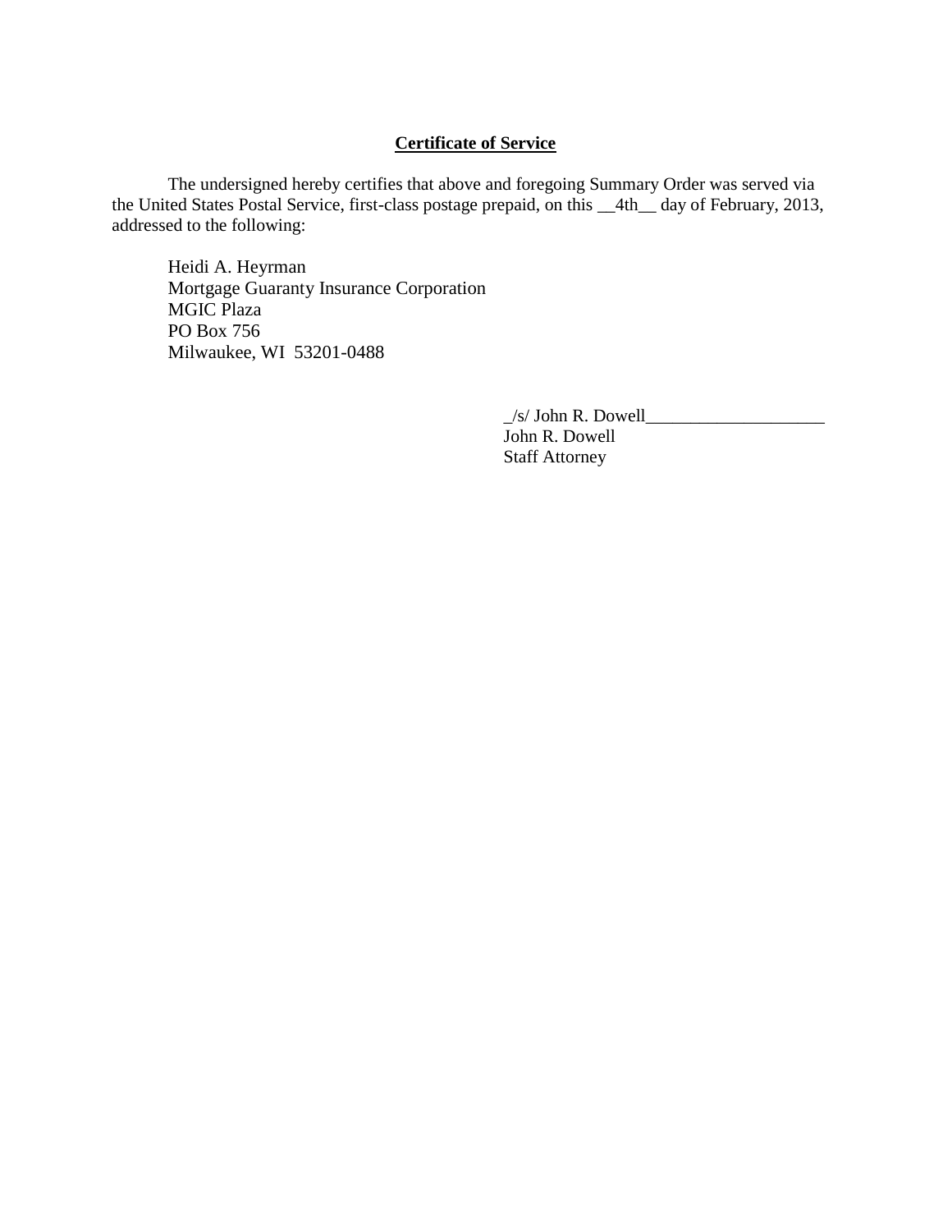**Certificate of Service**

The undersigned hereby certifies that above and foregoing Summary Order was served via the United States Postal Service, first-class postage prepaid, on this __4th__ day of February, 2013, addressed to the following:

Heidi A. Heyrman  
Mortgage Guaranty Insurance Corporation  
MGIC Plaza  
PO Box 756  
Milwaukee, WI 53201-0488

_/s/ John R. Dowell____________________  
John R. Dowell  
Staff Attorney